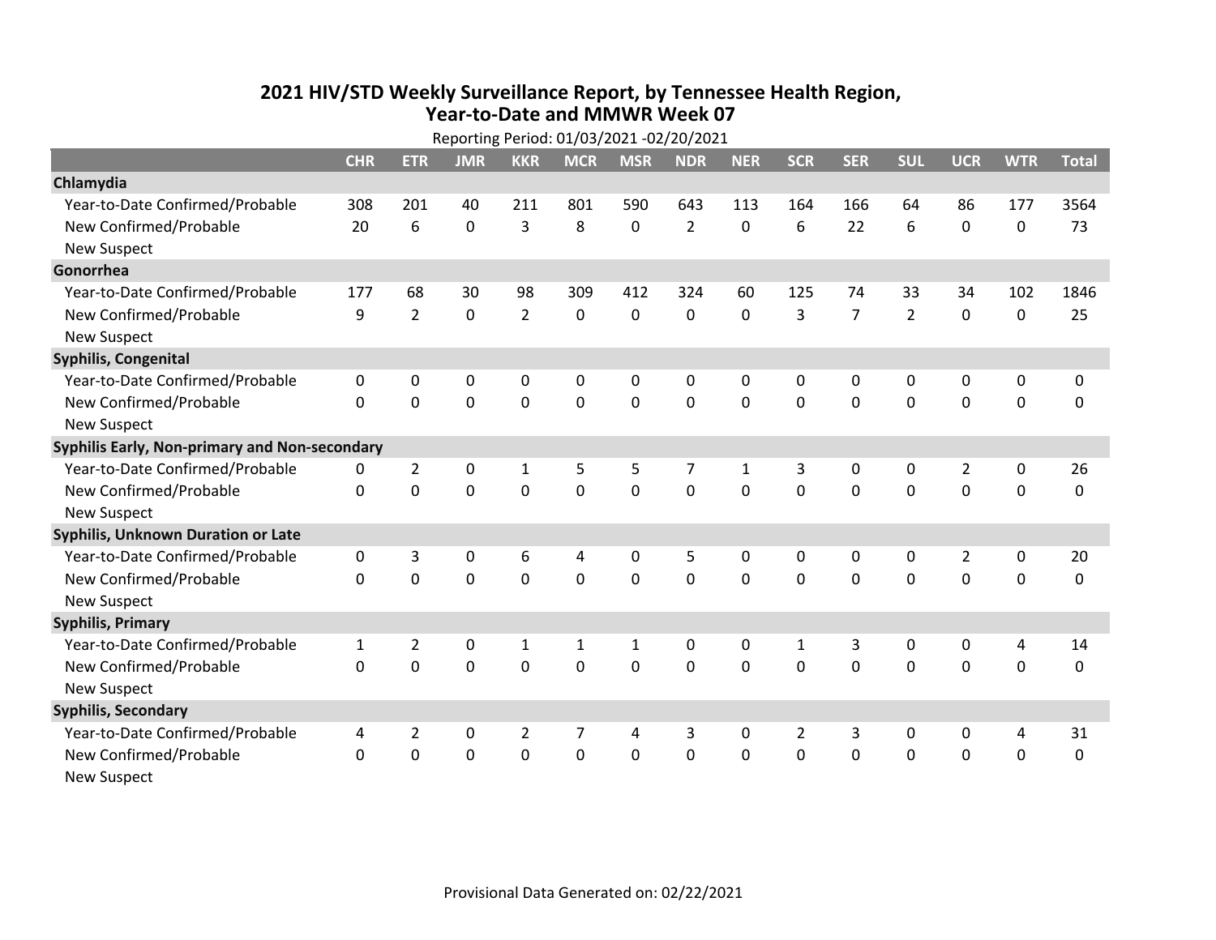# 2021 HIV/STD Weekly Surveillance Report, by Tennessee Health Region, Year-to-Date and MMWR Week 07

Reporting Period: 01/03/2021 -02/20/2021

| | CHR | ETR | JMR | KKR | MCR | MSR | NDR | NER | SCR | SER | SUL | UCR | WTR | Total |
|---|---|---|---|---|---|---|---|---|---|---|---|---|---|---|
| **Chlamydia** | | | | | | | | | | | | | | |
| Year-to-Date Confirmed/Probable | 308 | 201 | 40 | 211 | 801 | 590 | 643 | 113 | 164 | 166 | 64 | 86 | 177 | 3564 |
| New Confirmed/Probable | 20 | 6 | 0 | 3 | 8 | 0 | 2 | 0 | 6 | 22 | 6 | 0 | 0 | 73 |
| New Suspect | | | | | | | | | | | | | | |
| **Gonorrhea** | | | | | | | | | | | | | | |
| Year-to-Date Confirmed/Probable | 177 | 68 | 30 | 98 | 309 | 412 | 324 | 60 | 125 | 74 | 33 | 34 | 102 | 1846 |
| New Confirmed/Probable | 9 | 2 | 0 | 2 | 0 | 0 | 0 | 0 | 3 | 7 | 2 | 0 | 0 | 25 |
| New Suspect | | | | | | | | | | | | | | |
| **Syphilis, Congenital** | | | | | | | | | | | | | | |
| Year-to-Date Confirmed/Probable | 0 | 0 | 0 | 0 | 0 | 0 | 0 | 0 | 0 | 0 | 0 | 0 | 0 | 0 |
| New Confirmed/Probable | 0 | 0 | 0 | 0 | 0 | 0 | 0 | 0 | 0 | 0 | 0 | 0 | 0 | 0 |
| New Suspect | | | | | | | | | | | | | | |
| **Syphilis Early, Non-primary and Non-secondary** | | | | | | | | | | | | | | |
| Year-to-Date Confirmed/Probable | 0 | 2 | 0 | 1 | 5 | 5 | 7 | 1 | 3 | 0 | 0 | 2 | 0 | 26 |
| New Confirmed/Probable | 0 | 0 | 0 | 0 | 0 | 0 | 0 | 0 | 0 | 0 | 0 | 0 | 0 | 0 |
| New Suspect | | | | | | | | | | | | | | |
| **Syphilis, Unknown Duration or Late** | | | | | | | | | | | | | | |
| Year-to-Date Confirmed/Probable | 0 | 3 | 0 | 6 | 4 | 0 | 5 | 0 | 0 | 0 | 0 | 2 | 0 | 20 |
| New Confirmed/Probable | 0 | 0 | 0 | 0 | 0 | 0 | 0 | 0 | 0 | 0 | 0 | 0 | 0 | 0 |
| New Suspect | | | | | | | | | | | | | | |
| **Syphilis, Primary** | | | | | | | | | | | | | | |
| Year-to-Date Confirmed/Probable | 1 | 2 | 0 | 1 | 1 | 1 | 0 | 0 | 1 | 3 | 0 | 0 | 4 | 14 |
| New Confirmed/Probable | 0 | 0 | 0 | 0 | 0 | 0 | 0 | 0 | 0 | 0 | 0 | 0 | 0 | 0 |
| New Suspect | | | | | | | | | | | | | | |
| **Syphilis, Secondary** | | | | | | | | | | | | | | |
| Year-to-Date Confirmed/Probable | 4 | 2 | 0 | 2 | 7 | 4 | 3 | 0 | 2 | 3 | 0 | 0 | 4 | 31 |
| New Confirmed/Probable | 0 | 0 | 0 | 0 | 0 | 0 | 0 | 0 | 0 | 0 | 0 | 0 | 0 | 0 |
| New Suspect | | | | | | | | | | | | | | |

Provisional Data Generated on: 02/22/2021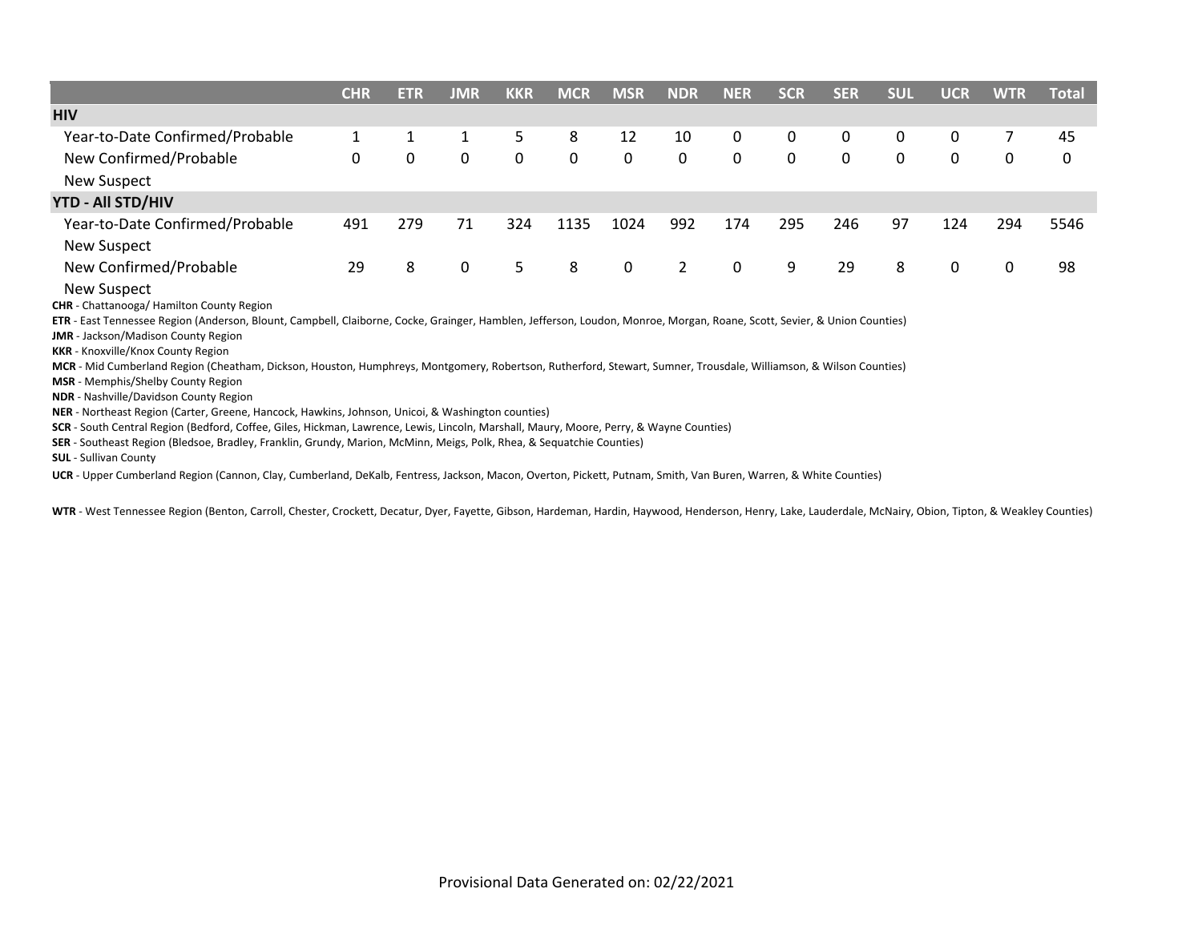| | CHR | ETR | JMR | KKR | MCR | MSR | NDR | NER | SCR | SER | SUL | UCR | WTR | Total |
|---|---|---|---|---|---|---|---|---|---|---|---|---|---|---|
| **HIV** | | | | | | | | | | | | | | |
| Year-to-Date Confirmed/Probable | 1 | 1 | 1 | 5 | 8 | 12 | 10 | 0 | 0 | 0 | 0 | 0 | 7 | 45 |
| New Confirmed/Probable | 0 | 0 | 0 | 0 | 0 | 0 | 0 | 0 | 0 | 0 | 0 | 0 | 0 | 0 |
| New Suspect | | | | | | | | | | | | | | |
| **YTD - All STD/HIV** | | | | | | | | | | | | | | |
| Year-to-Date Confirmed/Probable | 491 | 279 | 71 | 324 | 1135 | 1024 | 992 | 174 | 295 | 246 | 97 | 124 | 294 | 5546 |
| New Suspect | | | | | | | | | | | | | | |
| New Confirmed/Probable | 29 | 8 | 0 | 5 | 8 | 0 | 2 | 0 | 9 | 29 | 8 | 0 | 0 | 98 |
| New Suspect | | | | | | | | | | | | | | |

**CHR** - Chattanooga/ Hamilton County Region

**ETR** - East Tennessee Region (Anderson, Blount, Campbell, Claiborne, Cocke, Grainger, Hamblen, Jefferson, Loudon, Monroe, Morgan, Roane, Scott, Sevier, & Union Counties)

**JMR** - Jackson/Madison County Region

**KKR** - Knoxville/Knox County Region

**MCR** - Mid Cumberland Region (Cheatham, Dickson, Houston, Humphreys, Montgomery, Robertson, Rutherford, Stewart, Sumner, Trousdale, Williamson, & Wilson Counties)

**MSR** - Memphis/Shelby County Region

**NDR** - Nashville/Davidson County Region

**NER** - Northeast Region (Carter, Greene, Hancock, Hawkins, Johnson, Unicoi, & Washington counties)

**SCR** - South Central Region (Bedford, Coffee, Giles, Hickman, Lawrence, Lewis, Lincoln, Marshall, Maury, Moore, Perry, & Wayne Counties)

**SER** - Southeast Region (Bledsoe, Bradley, Franklin, Grundy, Marion, McMinn, Meigs, Polk, Rhea, & Sequatchie Counties)

**SUL** - Sullivan County

**UCR** - Upper Cumberland Region (Cannon, Clay, Cumberland, DeKalb, Fentress, Jackson, Macon, Overton, Pickett, Putnam, Smith, Van Buren, Warren, & White Counties)

**WTR** - West Tennessee Region (Benton, Carroll, Chester, Crockett, Decatur, Dyer, Fayette, Gibson, Hardeman, Hardin, Haywood, Henderson, Henry, Lake, Lauderdale, McNairy, Obion, Tipton, & Weakley Counties)

Provisional Data Generated on: 02/22/2021